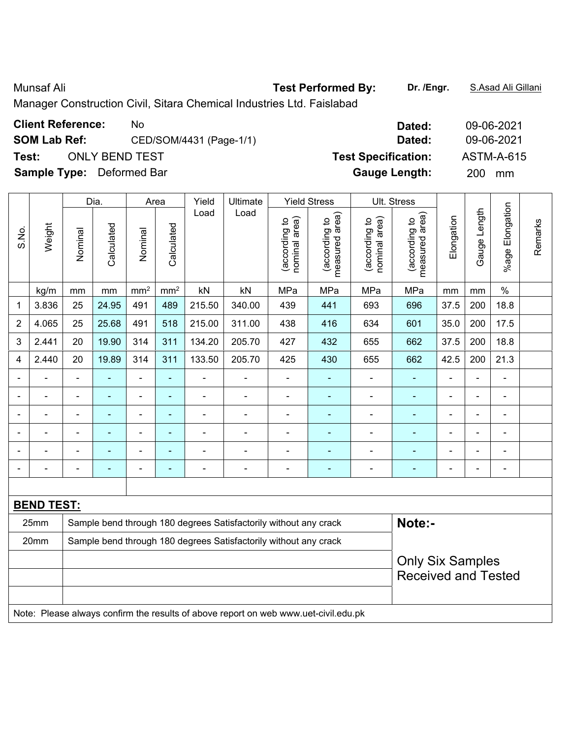Munsaf Ali **Test Performed By:** **Dr. /Engr.** S.Asad Ali Gillani

Manager Construction Civil, Sitara Chemical Industries Ltd. Faislabad

**Client Reference:** No **Dated:** 09-06-2021

**SOM Lab Ref:** CED/SOM/4431 (Page-1/1) **Dated:** 09-06-2021

**Test:** ONLY BEND TEST **Test Specification:** ASTM-A-615

**Sample Type:** Deformed Bar **Gauge Length:** 200 mm

| S.No. | Weight | Dia. | | Area | | Yield Load | Ultimate Load | Yield Stress | | Ult. Stress | | Elongation | Gauge Length | %age Elongation | Remarks |
|---|---|---|---|---|---|---|---|---|---|---|---|---|---|---|---|
| | | Nominal | Calculated | Nominal | Calculated | | | (according to nominal area) | (according to measured area) | (according to nominal area) | (according to measured area) | | | | |
| | kg/m | mm | mm | mm² | mm² | kN | kN | MPa | MPa | MPa | MPa | mm | mm | % | |
| 1 | 3.836 | 25 | 24.95 | 491 | 489 | 215.50 | 340.00 | 439 | 441 | 693 | 696 | 37.5 | 200 | 18.8 | |
| 2 | 4.065 | 25 | 25.68 | 491 | 518 | 215.00 | 311.00 | 438 | 416 | 634 | 601 | 35.0 | 200 | 17.5 | |
| 3 | 2.441 | 20 | 19.90 | 314 | 311 | 134.20 | 205.70 | 427 | 432 | 655 | 662 | 37.5 | 200 | 18.8 | |
| 4 | 2.440 | 20 | 19.89 | 314 | 311 | 133.50 | 205.70 | 425 | 430 | 655 | 662 | 42.5 | 200 | 21.3 | |
| - | - | - | - | - | - | - | - | - | - | - | - | - | - | - | |
| - | - | - | - | - | - | - | - | - | - | - | - | - | - | - | |
| - | - | - | - | - | - | - | - | - | - | - | - | - | - | - | |
| - | - | - | - | - | - | - | - | - | - | - | - | - | - | - | |
| - | - | - | - | - | - | - | - | - | - | - | - | - | - | - | |
| - | - | - | - | - | - | - | - | - | - | - | - | - | - | - | |

**BEND TEST:**

| | | |
|---|---|---|
| 25mm | Sample bend through 180 degrees Satisfactorily without any crack | **Note:-** |
| 20mm | Sample bend through 180 degrees Satisfactorily without any crack | Only Six Samples Received and Tested |

Note: Please always confirm the results of above report on web www.uet-civil.edu.pk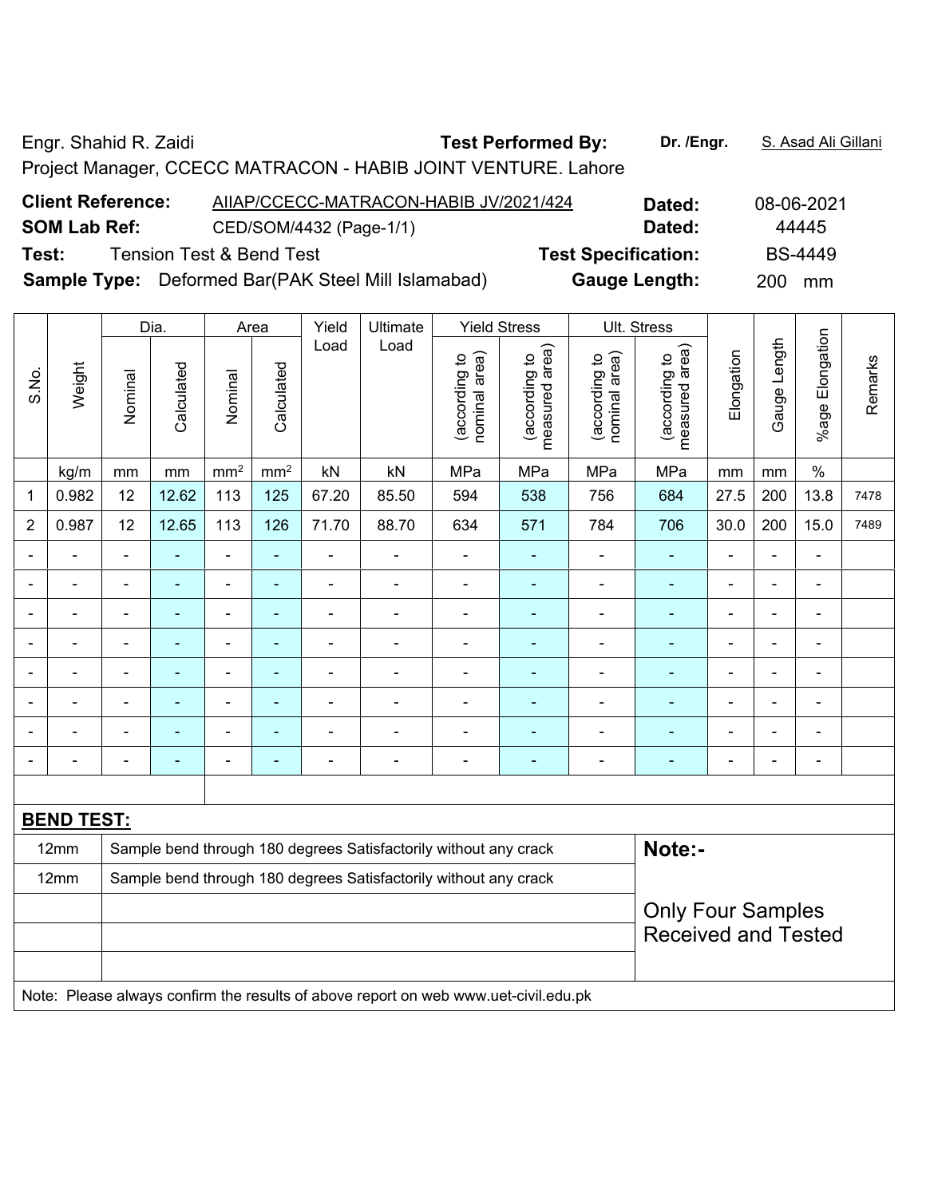Engr. Shahid R. Zaidi | **Test Performed By:** | **Dr. /Engr.** | S. Asad Ali Gillani

Project Manager, CCECC MATRACON - HABIB JOINT VENTURE. Lahore

**Client Reference:** AIIAP/CCECC-MATRACON-HABIB JV/2021/424 | **Dated:** 08-06-2021

**SOM Lab Ref:** CED/SOM/4432 (Page-1/1) | **Dated:** 44445

**Test:** Tension Test & Bend Test | **Test Specification:** BS-4449

**Sample Type:** Deformed Bar(PAK Steel Mill Islamabad) | **Gauge Length:** 200 mm

| S.No. | Weight | Dia. | | Area | | Yield Load | Ultimate Load | Yield Stress | | Ult. Stress | | Elongation | Gauge Length | %age Elongation | Remarks |
|---|---|---|---|---|---|---|---|---|---|---|---|---|---|---|---|
| | | Nominal | Calculated | Nominal | Calculated | | | (according to nominal area) | (according to measured area) | (according to nominal area) | (according to measured area) | | | | |
| | kg/m | mm | mm | mm² | mm² | kN | kN | MPa | MPa | MPa | MPa | mm | mm | % | |
| 1 | 0.982 | 12 | 12.62 | 113 | 125 | 67.20 | 85.50 | 594 | 538 | 756 | 684 | 27.5 | 200 | 13.8 | 7478 |
| 2 | 0.987 | 12 | 12.65 | 113 | 126 | 71.70 | 88.70 | 634 | 571 | 784 | 706 | 30.0 | 200 | 15.0 | 7489 |
| - | - | - | - | - | - | - | - | - | - | - | - | - | - | - | |
| - | - | - | - | - | - | - | - | - | - | - | - | - | - | - | |
| - | - | - | - | - | - | - | - | - | - | - | - | - | - | - | |
| - | - | - | - | - | - | - | - | - | - | - | - | - | - | - | |
| - | - | - | - | - | - | - | - | - | - | - | - | - | - | - | |
| - | - | - | - | - | - | - | - | - | - | - | - | - | - | - | |
| - | - | - | - | - | - | - | - | - | - | - | - | - | - | - | |
| - | - | - | - | - | - | - | - | - | - | - | - | - | - | - | |

**BEND TEST:**

| | | |
|---|---|---|
| 12mm | Sample bend through 180 degrees Satisfactorily without any crack | **Note:-** |
| 12mm | Sample bend through 180 degrees Satisfactorily without any crack | Only Four Samples Received and Tested |

Note: Please always confirm the results of above report on web www.uet-civil.edu.pk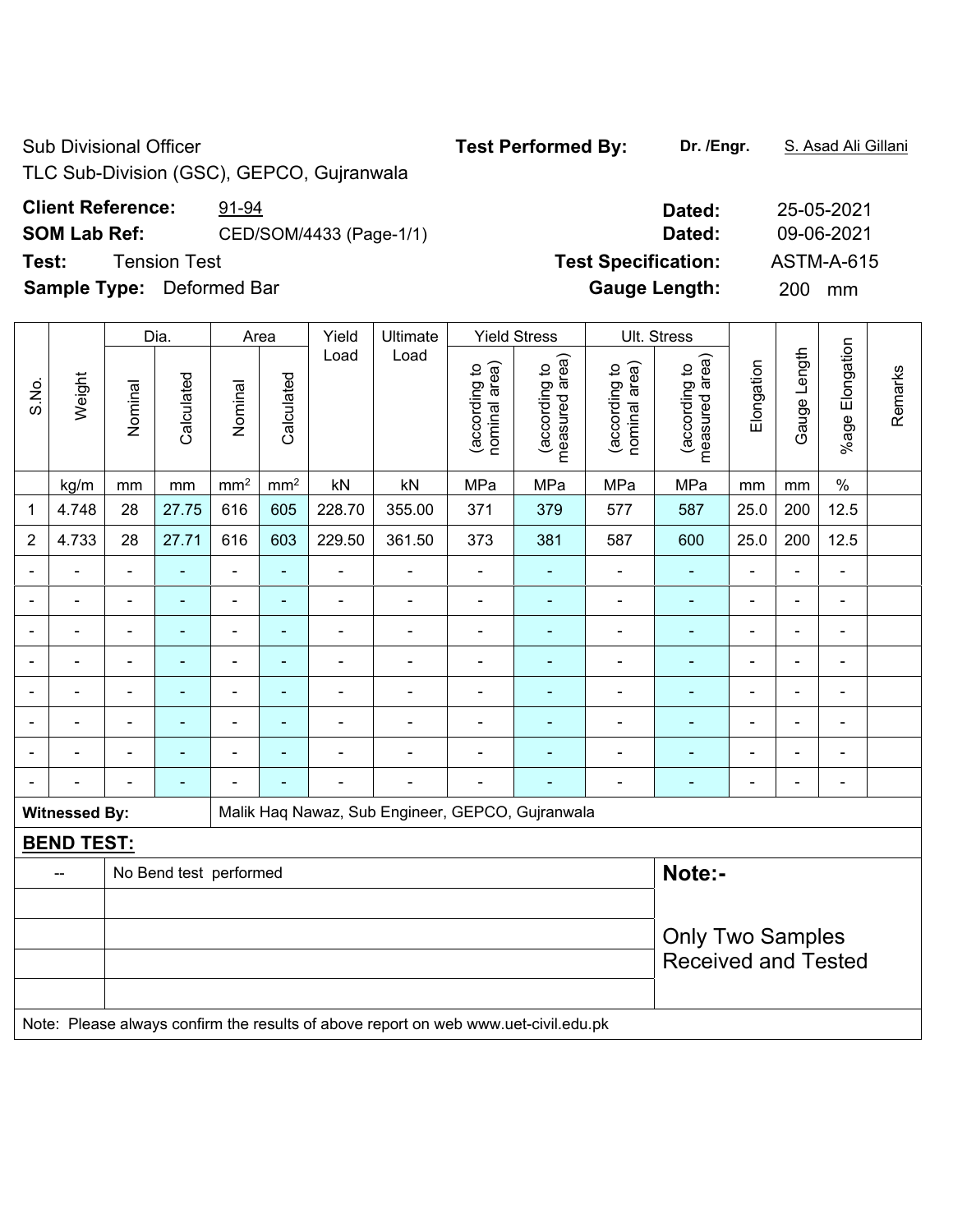Sub Divisional Officer
TLC Sub-Division (GSC), GEPCO, Gujranwala

**Test Performed By:** **Dr. /Engr.** S. Asad Ali Gillani

**Client Reference:** 91-94 **Dated:** 25-05-2021

**SOM Lab Ref:** CED/SOM/4433 (Page-1/1) **Dated:** 09-06-2021

**Test:** Tension Test **Test Specification:** ASTM-A-615

**Sample Type:** Deformed Bar **Gauge Length:** 200 mm

| S.No. | Weight | Dia. | | Area | | Yield Load | Ultimate Load | Yield Stress | | Ult. Stress | | Elongation | Gauge Length | %age Elongation | Remarks |
|---|---|---|---|---|---|---|---|---|---|---|---|---|---|---|---|
| | | Nominal | Calculated | Nominal | Calculated | | | (according to nominal area) | (according to measured area) | (according to nominal area) | (according to measured area) | | | | |
| | kg/m | mm | mm | mm² | mm² | kN | kN | MPa | MPa | MPa | MPa | mm | mm | % | |
| 1 | 4.748 | 28 | 27.75 | 616 | 605 | 228.70 | 355.00 | 371 | 379 | 577 | 587 | 25.0 | 200 | 12.5 | |
| 2 | 4.733 | 28 | 27.71 | 616 | 603 | 229.50 | 361.50 | 373 | 381 | 587 | 600 | 25.0 | 200 | 12.5 | |
| - | - | - | - | - | - | - | - | - | - | - | - | - | - | - | |
| - | - | - | - | - | - | - | - | - | - | - | - | - | - | - | |
| - | - | - | - | - | - | - | - | - | - | - | - | - | - | - | |
| - | - | - | - | - | - | - | - | - | - | - | - | - | - | - | |
| - | - | - | - | - | - | - | - | - | - | - | - | - | - | - | |
| - | - | - | - | - | - | - | - | - | - | - | - | - | - | - | |
| - | - | - | - | - | - | - | - | - | - | - | - | - | - | - | |
| - | - | - | - | - | - | - | - | - | - | - | - | - | - | - | |

**Witnessed By:** Malik Haq Nawaz, Sub Engineer, GEPCO, Gujranwala

**BEND TEST:**

| -- | No Bend test performed |
|---|---|

**Note:-**

Only Two Samples Received and Tested

Note: Please always confirm the results of above report on web www.uet-civil.edu.pk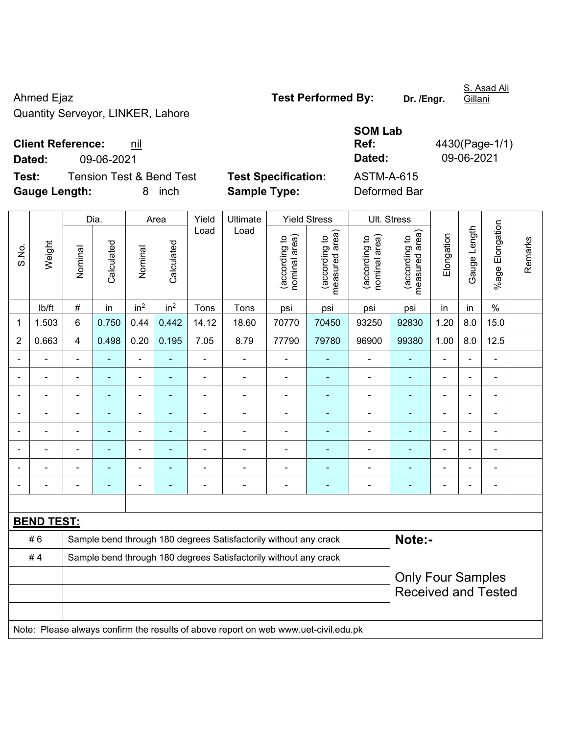Ahmed Ejaz
Quantity Serveyor, LINKER, Lahore

**Test Performed By:** **Dr. /Engr.** S. Asad Ali Gillani

**Client Reference:** nil
**Dated:** 09-06-2021

**SOM Lab Ref:** 4430(Page-1/1)
**Dated:** 09-06-2021

**Test:** Tension Test & Bend Test
**Gauge Length:** 8 inch

**Test Specification:** ASTM-A-615
**Sample Type:** Deformed Bar

| S.No. | Weight | Dia. | | Area | | Yield Load | Ultimate Load | Yield Stress | | Ult. Stress | | Elongation | Gauge Length | %age Elongation | Remarks |
|---|---|---|---|---|---|---|---|---|---|---|---|---|---|---|---|
| | | Nominal | Calculated | Nominal | Calculated | | | (according to nominal area) | (according to measured area) | (according to nominal area) | (according to measured area) | | | | |
| | lb/ft | # | in | $in^2$ | $in^2$ | Tons | Tons | psi | psi | psi | psi | in | in | % | |
| 1 | 1.503 | 6 | 0.750 | 0.44 | 0.442 | 14.12 | 18.60 | 70770 | 70450 | 93250 | 92830 | 1.20 | 8.0 | 15.0 | |
| 2 | 0.663 | 4 | 0.498 | 0.20 | 0.195 | 7.05 | 8.79 | 77790 | 79780 | 96900 | 99380 | 1.00 | 8.0 | 12.5 | |
| - | - | - | - | - | - | - | - | - | - | - | - | - | - | - | |
| - | - | - | - | - | - | - | - | - | - | - | - | - | - | - | |
| - | - | - | - | - | - | - | - | - | - | - | - | - | - | - | |
| - | - | - | - | - | - | - | - | - | - | - | - | - | - | - | |
| - | - | - | - | - | - | - | - | - | - | - | - | - | - | - | |
| - | - | - | - | - | - | - | - | - | - | - | - | - | - | - | |
| - | - | - | - | - | - | - | - | - | - | - | - | - | - | - | |
| - | - | - | - | - | - | - | - | - | - | - | - | - | - | - | |

**BEND TEST:**

| | | |
|---|---|---|
| # 6 | Sample bend through 180 degrees Satisfactorily without any crack | **Note:-** |
| # 4 | Sample bend through 180 degrees Satisfactorily without any crack | Only Four Samples Received and Tested |

Note: Please always confirm the results of above report on web www.uet-civil.edu.pk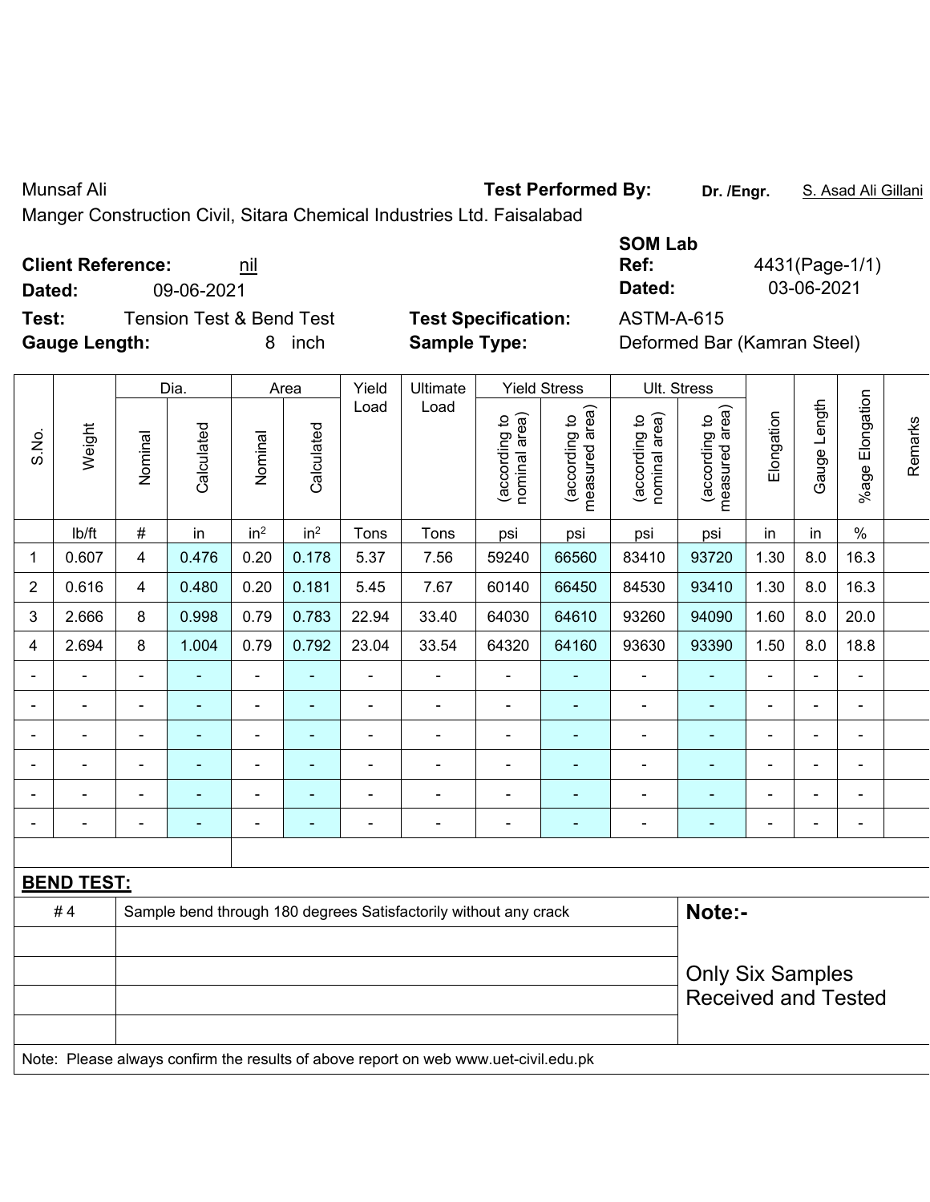Munsaf Ali

Manger Construction Civil, Sitara Chemical Industries Ltd. Faisalabad

**Test Performed By:** **Dr. /Engr.** S. Asad Ali Gillani

**Client Reference:** nil

**Dated:** 09-06-2021

**SOM Lab Ref:** 4431(Page-1/1)

**Dated:** 03-06-2021

**Test:** Tension Test & Bend Test

**Test Specification:** ASTM-A-615

**Gauge Length:** 8 inch

**Sample Type:** Deformed Bar (Kamran Steel)

| S.No. | Weight | Dia. | | Area | | Yield Load | Ultimate Load | Yield Stress | | Ult. Stress | | Elongation | Gauge Length | %age Elongation | Remarks |
|---|---|---|---|---|---|---|---|---|---|---|---|---|---|---|---|
| | | Nominal | Calculated | Nominal | Calculated | | | (according to nominal area) | (according to measured area) | (according to nominal area) | (according to measured area) | | | | |
| | lb/ft | # | in | $in^2$ | $in^2$ | Tons | Tons | psi | psi | psi | psi | in | in | % | |
| 1 | 0.607 | 4 | 0.476 | 0.20 | 0.178 | 5.37 | 7.56 | 59240 | 66560 | 83410 | 93720 | 1.30 | 8.0 | 16.3 | |
| 2 | 0.616 | 4 | 0.480 | 0.20 | 0.181 | 5.45 | 7.67 | 60140 | 66450 | 84530 | 93410 | 1.30 | 8.0 | 16.3 | |
| 3 | 2.666 | 8 | 0.998 | 0.79 | 0.783 | 22.94 | 33.40 | 64030 | 64610 | 93260 | 94090 | 1.60 | 8.0 | 20.0 | |
| 4 | 2.694 | 8 | 1.004 | 0.79 | 0.792 | 23.04 | 33.54 | 64320 | 64160 | 93630 | 93390 | 1.50 | 8.0 | 18.8 | |
| - | - | - | - | - | - | - | - | - | - | - | - | - | - | - | |
| - | - | - | - | - | - | - | - | - | - | - | - | - | - | - | |
| - | - | - | - | - | - | - | - | - | - | - | - | - | - | - | |
| - | - | - | - | - | - | - | - | - | - | - | - | - | - | - | |
| - | - | - | - | - | - | - | - | - | - | - | - | - | - | - | |
| - | - | - | - | - | - | - | - | - | - | - | - | - | - | - | |

**BEND TEST:**

| | |
|---|---|
| # 4 | Sample bend through 180 degrees Satisfactorily without any crack |

**Note:-**

Only Six Samples Received and Tested

Note: Please always confirm the results of above report on web www.uet-civil.edu.pk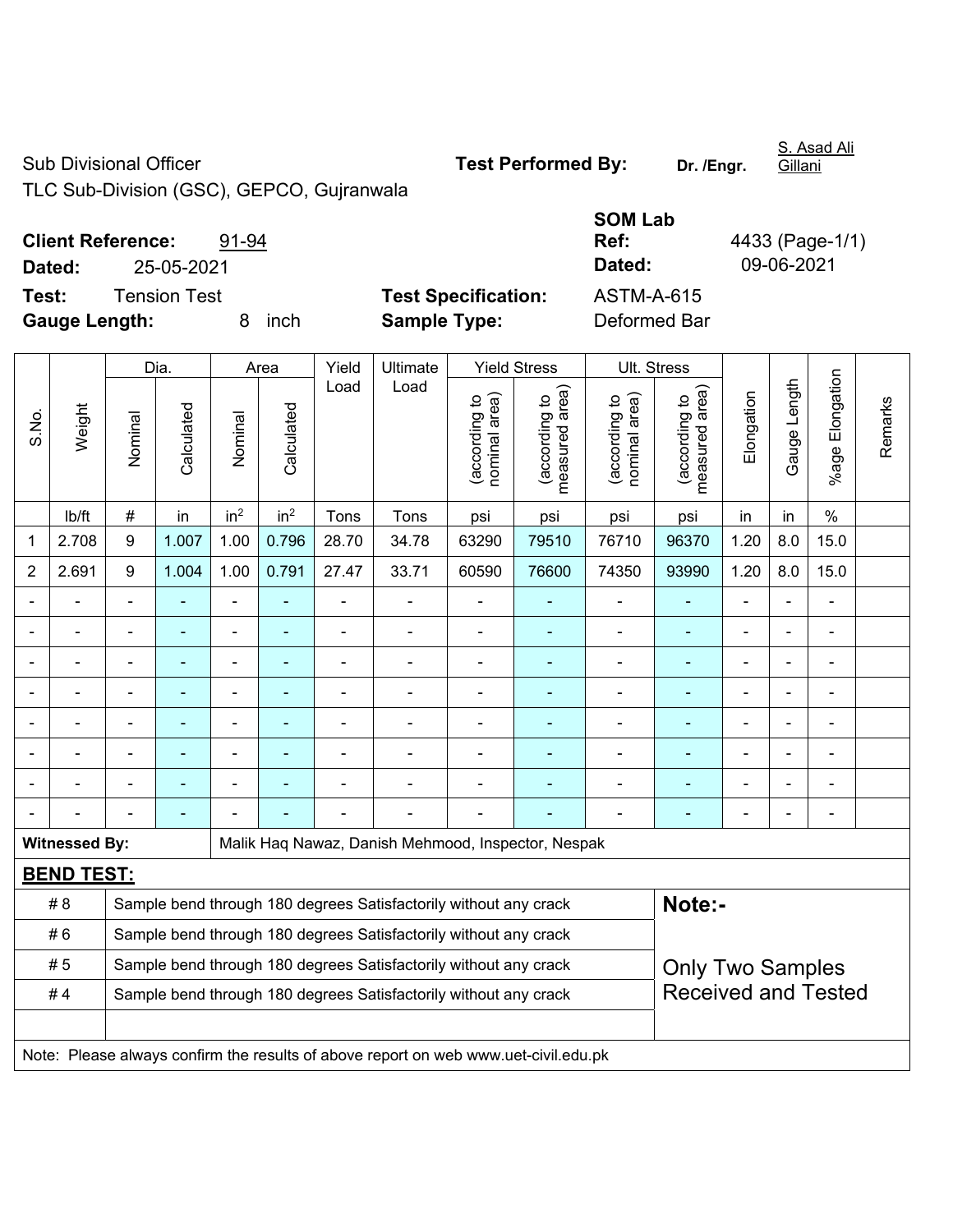Sub Divisional Officer

TLC Sub-Division (GSC), GEPCO, Gujranwala

**Test Performed By:** **Dr. /Engr.** S. Asad Ali Gillani

**Client Reference:** 91-94

**Dated:** 25-05-2021

**SOM Lab Ref:** 4433 (Page-1/1)

**Dated:** 09-06-2021

**Test:** Tension Test

**Test Specification:** ASTM-A-615

**Gauge Length:** 8 inch

**Sample Type:** Deformed Bar

| S.No. | Weight | Dia. | | Area | | Yield Load | Ultimate Load | Yield Stress | | Ult. Stress | | Elongation | Gauge Length | %age Elongation | Remarks |
|---|---|---|---|---|---|---|---|---|---|---|---|---|---|---|---|
| | | Nominal | Calculated | Nominal | Calculated | | | (according to nominal area) | (according to measured area) | (according to nominal area) | (according to measured area) | | | | |
| | lb/ft | # | in | in$^2$ | in$^2$ | Tons | Tons | psi | psi | psi | psi | in | in | % | |
| 1 | 2.708 | 9 | 1.007 | 1.00 | 0.796 | 28.70 | 34.78 | 63290 | 79510 | 76710 | 96370 | 1.20 | 8.0 | 15.0 | |
| 2 | 2.691 | 9 | 1.004 | 1.00 | 0.791 | 27.47 | 33.71 | 60590 | 76600 | 74350 | 93990 | 1.20 | 8.0 | 15.0 | |
| - | - | - | - | - | - | - | - | - | - | - | - | - | - | - | |
| - | - | - | - | - | - | - | - | - | - | - | - | - | - | - | |
| - | - | - | - | - | - | - | - | - | - | - | - | - | - | - | |
| - | - | - | - | - | - | - | - | - | - | - | - | - | - | - | |
| - | - | - | - | - | - | - | - | - | - | - | - | - | - | - | |
| - | - | - | - | - | - | - | - | - | - | - | - | - | - | - | |
| - | - | - | - | - | - | - | - | - | - | - | - | - | - | - | |
| - | - | - | - | - | - | - | - | - | - | - | - | - | - | - | |

**Witnessed By:** Malik Haq Nawaz, Danish Mehmood, Inspector, Nespak

**BEND TEST:**

| # | Result |
|---|---|
| # 8 | Sample bend through 180 degrees Satisfactorily without any crack |
| # 6 | Sample bend through 180 degrees Satisfactorily without any crack |
| # 5 | Sample bend through 180 degrees Satisfactorily without any crack |
| # 4 | Sample bend through 180 degrees Satisfactorily without any crack |

**Note:-**

Only Two Samples Received and Tested

Note: Please always confirm the results of above report on web www.uet-civil.edu.pk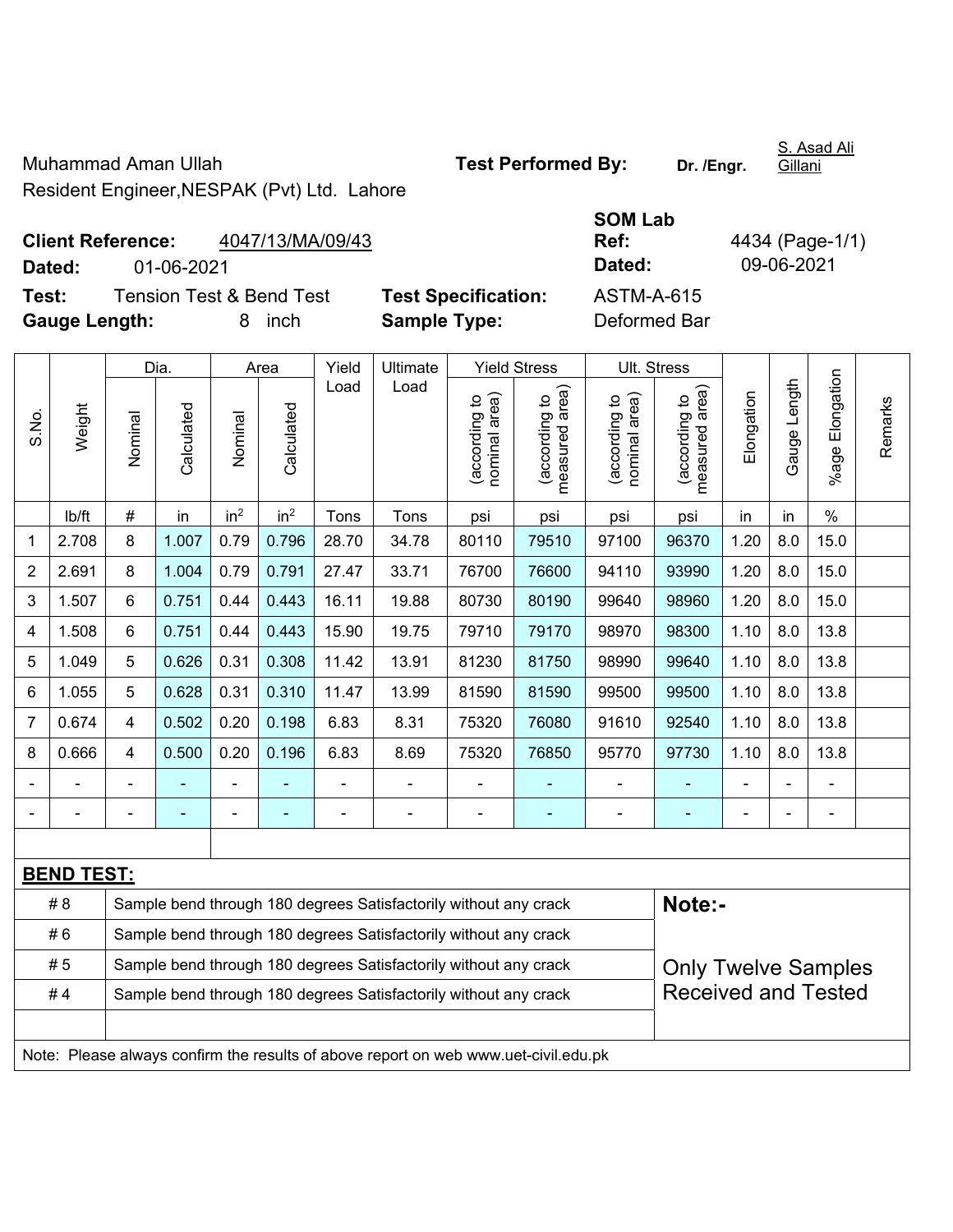Muhammad Aman Ullah
Resident Engineer,NESPAK (Pvt) Ltd. Lahore

**Test Performed By:** **Dr. /Engr.** S. Asad Ali Gillani

**Client Reference:** 4047/13/MA/09/43
**Dated:** 01-06-2021

**SOM Lab Ref:** 4434 (Page-1/1)
**Dated:** 09-06-2021

**Test:** Tension Test & Bend Test
**Gauge Length:** 8 inch

**Test Specification:** ASTM-A-615
**Sample Type:** Deformed Bar

| S.No. | Weight | Dia. | | Area | | Yield Load | Ultimate Load | Yield Stress | | Ult. Stress | | Elongation | Gauge Length | %age Elongation | Remarks |
|---|---|---|---|---|---|---|---|---|---|---|---|---|---|---|---|
| | | Nominal | Calculated | Nominal | Calculated | | | (according to nominal area) | (according to measured area) | (according to nominal area) | (according to measured area) | | | | |
| | lb/ft | # | in | $in^2$ | $in^2$ | Tons | Tons | psi | psi | psi | psi | in | in | % | |
| 1 | 2.708 | 8 | 1.007 | 0.79 | 0.796 | 28.70 | 34.78 | 80110 | 79510 | 97100 | 96370 | 1.20 | 8.0 | 15.0 | |
| 2 | 2.691 | 8 | 1.004 | 0.79 | 0.791 | 27.47 | 33.71 | 76700 | 76600 | 94110 | 93990 | 1.20 | 8.0 | 15.0 | |
| 3 | 1.507 | 6 | 0.751 | 0.44 | 0.443 | 16.11 | 19.88 | 80730 | 80190 | 99640 | 98960 | 1.20 | 8.0 | 15.0 | |
| 4 | 1.508 | 6 | 0.751 | 0.44 | 0.443 | 15.90 | 19.75 | 79710 | 79170 | 98970 | 98300 | 1.10 | 8.0 | 13.8 | |
| 5 | 1.049 | 5 | 0.626 | 0.31 | 0.308 | 11.42 | 13.91 | 81230 | 81750 | 98990 | 99640 | 1.10 | 8.0 | 13.8 | |
| 6 | 1.055 | 5 | 0.628 | 0.31 | 0.310 | 11.47 | 13.99 | 81590 | 81590 | 99500 | 99500 | 1.10 | 8.0 | 13.8 | |
| 7 | 0.674 | 4 | 0.502 | 0.20 | 0.198 | 6.83 | 8.31 | 75320 | 76080 | 91610 | 92540 | 1.10 | 8.0 | 13.8 | |
| 8 | 0.666 | 4 | 0.500 | 0.20 | 0.196 | 6.83 | 8.69 | 75320 | 76850 | 95770 | 97730 | 1.10 | 8.0 | 13.8 | |
| - | - | - | - | - | - | - | - | - | - | - | - | - | - | - | |
| - | - | - | - | - | - | - | - | - | - | - | - | - | - | - | |

**BEND TEST:**

| | |
|---|---|
| # 8 | Sample bend through 180 degrees Satisfactorily without any crack |
| # 6 | Sample bend through 180 degrees Satisfactorily without any crack |
| # 5 | Sample bend through 180 degrees Satisfactorily without any crack |
| # 4 | Sample bend through 180 degrees Satisfactorily without any crack |

**Note:-**

Only Twelve Samples Received and Tested

Note: Please always confirm the results of above report on web www.uet-civil.edu.pk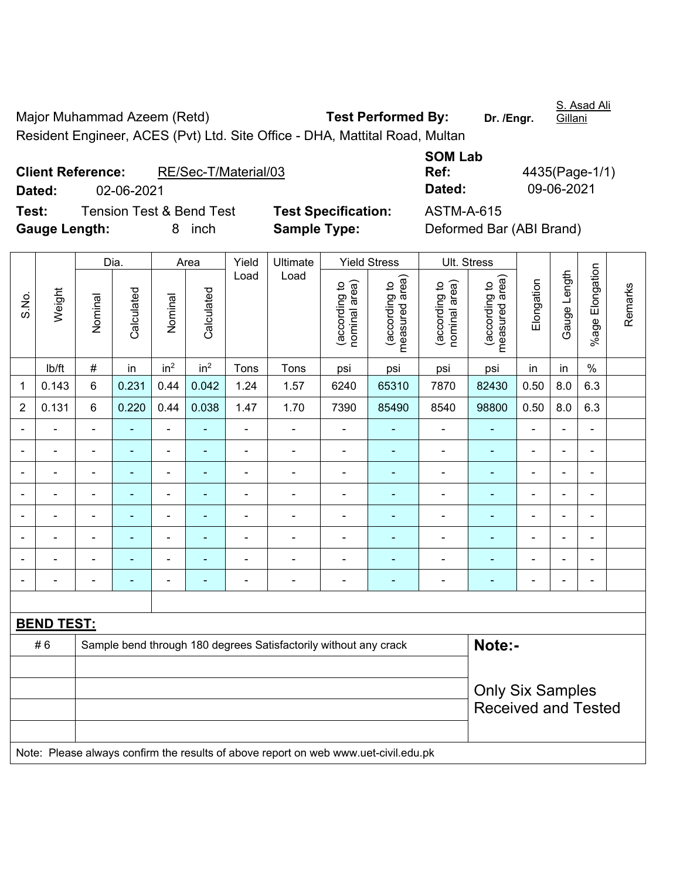Major Muhammad Azeem (Retd) **Test Performed By:** **Dr. /Engr.** S. Asad Ali Gillani

Resident Engineer, ACES (Pvt) Ltd. Site Office - DHA, Mattital Road, Multan

**Client Reference:** RE/Sec-T/Material/03

**Dated:** 02-06-2021

**SOM Lab Ref:** 4435(Page-1/1)

**Dated:** 09-06-2021

**Test:** Tension Test & Bend Test **Test Specification:** ASTM-A-615

**Gauge Length:** 8 inch **Sample Type:** Deformed Bar (ABI Brand)

| S.No. | Weight | Dia. | | Area | | Yield Load | Ultimate Load | Yield Stress | | Ult. Stress | | Elongation | Gauge Length | %age Elongation | Remarks |
|---|---|---|---|---|---|---|---|---|---|---|---|---|---|---|---|
| | | Nominal | Calculated | Nominal | Calculated | | | (according to nominal area) | (according to measured area) | (according to nominal area) | (according to measured area) | | | | |
| | lb/ft | # | in | $in^2$ | $in^2$ | Tons | Tons | psi | psi | psi | psi | in | in | % | |
| 1 | 0.143 | 6 | 0.231 | 0.44 | 0.042 | 1.24 | 1.57 | 6240 | 65310 | 7870 | 82430 | 0.50 | 8.0 | 6.3 | |
| 2 | 0.131 | 6 | 0.220 | 0.44 | 0.038 | 1.47 | 1.70 | 7390 | 85490 | 8540 | 98800 | 0.50 | 8.0 | 6.3 | |
| - | - | - | - | - | - | - | - | - | - | - | - | - | - | - | |
| - | - | - | - | - | - | - | - | - | - | - | - | - | - | - | |
| - | - | - | - | - | - | - | - | - | - | - | - | - | - | - | |
| - | - | - | - | - | - | - | - | - | - | - | - | - | - | - | |
| - | - | - | - | - | - | - | - | - | - | - | - | - | - | - | |
| - | - | - | - | - | - | - | - | - | - | - | - | - | - | - | |
| - | - | - | - | - | - | - | - | - | - | - | - | - | - | - | |
| - | - | - | - | - | - | - | - | - | - | - | - | - | - | - | |

**BEND TEST:**

| | | |
|---|---|---|
| # 6 | Sample bend through 180 degrees Satisfactorily without any crack | **Note:-** |
| | | Only Six Samples Received and Tested |

Note: Please always confirm the results of above report on web www.uet-civil.edu.pk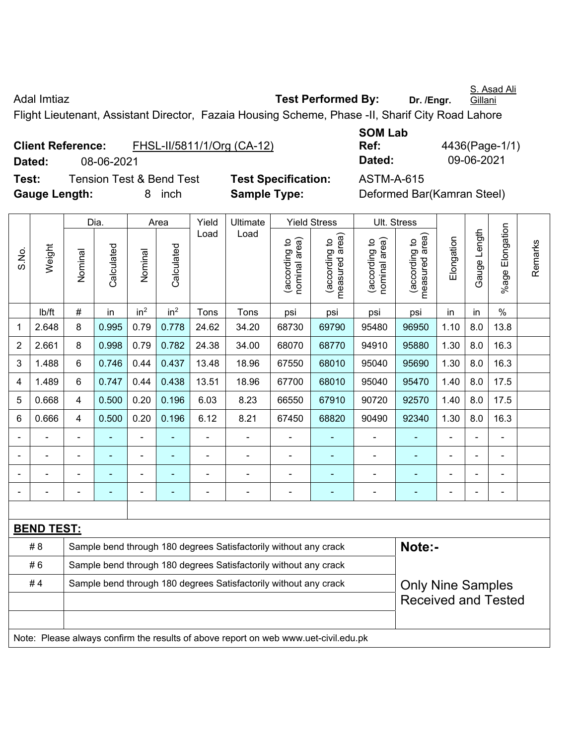Adal Imtiaz

**Test Performed By:** Dr. /Engr. S. Asad Ali Gillani

Flight Lieutenant, Assistant Director, Fazaia Housing Scheme, Phase -II, Sharif City Road Lahore

**Client Reference:** FHSL-II/5811/1/Org (CA-12)

**Dated:** 08-06-2021

**SOM Lab Ref:** 4436(Page-1/1)

**Dated:** 09-06-2021

**Test:** Tension Test & Bend Test

**Test Specification:** ASTM-A-615

**Gauge Length:** 8 inch

**Sample Type:** Deformed Bar(Kamran Steel)

| S.No. | Weight | Dia. | | Area | | Yield Load | Ultimate Load | Yield Stress | | Ult. Stress | | Elongation | Gauge Length | %age Elongation | Remarks |
|---|---|---|---|---|---|---|---|---|---|---|---|---|---|---|---|
| | | Nominal | Calculated | Nominal | Calculated | | | (according to nominal area) | (according to measured area) | (according to nominal area) | (according to measured area) | | | | |
| | lb/ft | # | in | $in^2$ | $in^2$ | Tons | Tons | psi | psi | psi | psi | in | in | % | |
| 1 | 2.648 | 8 | 0.995 | 0.79 | 0.778 | 24.62 | 34.20 | 68730 | 69790 | 95480 | 96950 | 1.10 | 8.0 | 13.8 | |
| 2 | 2.661 | 8 | 0.998 | 0.79 | 0.782 | 24.38 | 34.00 | 68070 | 68770 | 94910 | 95880 | 1.30 | 8.0 | 16.3 | |
| 3 | 1.488 | 6 | 0.746 | 0.44 | 0.437 | 13.48 | 18.96 | 67550 | 68010 | 95040 | 95690 | 1.30 | 8.0 | 16.3 | |
| 4 | 1.489 | 6 | 0.747 | 0.44 | 0.438 | 13.51 | 18.96 | 67700 | 68010 | 95040 | 95470 | 1.40 | 8.0 | 17.5 | |
| 5 | 0.668 | 4 | 0.500 | 0.20 | 0.196 | 6.03 | 8.23 | 66550 | 67910 | 90720 | 92570 | 1.40 | 8.0 | 17.5 | |
| 6 | 0.666 | 4 | 0.500 | 0.20 | 0.196 | 6.12 | 8.21 | 67450 | 68820 | 90490 | 92340 | 1.30 | 8.0 | 16.3 | |
| - | - | - | - | - | - | - | - | - | - | - | - | - | - | - | |
| - | - | - | - | - | - | - | - | - | - | - | - | - | - | - | |
| - | - | - | - | - | - | - | - | - | - | - | - | - | - | - | |
| - | - | - | - | - | - | - | - | - | - | - | - | - | - | - | |

**BEND TEST:**

| | | |
|---|---|---|
| # 8 | Sample bend through 180 degrees Satisfactorily without any crack | **Note:-** |
| # 6 | Sample bend through 180 degrees Satisfactorily without any crack | |
| # 4 | Sample bend through 180 degrees Satisfactorily without any crack | Only Nine Samples Received and Tested |

Note: Please always confirm the results of above report on web www.uet-civil.edu.pk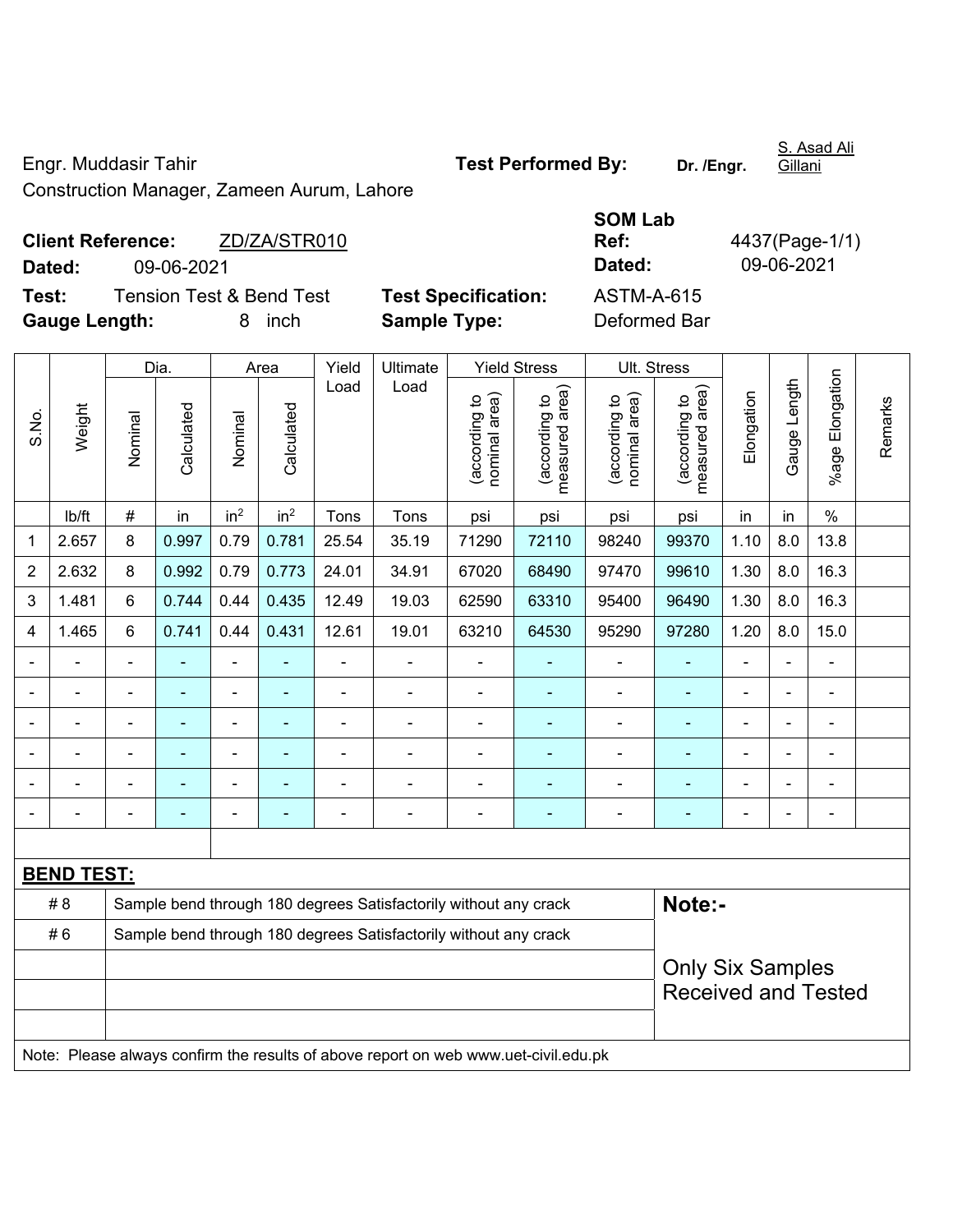Engr. Muddasir Tahir

Construction Manager, Zameen Aurum, Lahore

**Test Performed By:** **Dr. /Engr.** S. Asad Ali Gillani

**Client Reference:** ZD/ZA/STR010

**Dated:** 09-06-2021

**SOM Lab Ref:** 4437(Page-1/1)

**Dated:** 09-06-2021

**Test:** Tension Test & Bend Test

**Test Specification:** ASTM-A-615

**Gauge Length:** 8 inch

**Sample Type:** Deformed Bar

| S.No. | Weight | Dia. | | Area | | Yield Load | Ultimate Load | Yield Stress | | Ult. Stress | | Elongation | Gauge Length | %age Elongation | Remarks |
|---|---|---|---|---|---|---|---|---|---|---|---|---|---|---|---|
| | | Nominal | Calculated | Nominal | Calculated | | | (according to nominal area) | (according to measured area) | (according to nominal area) | (according to measured area) | | | | |
| | lb/ft | # | in | $in^2$ | $in^2$ | Tons | Tons | psi | psi | psi | psi | in | in | % | |
| 1 | 2.657 | 8 | 0.997 | 0.79 | 0.781 | 25.54 | 35.19 | 71290 | 72110 | 98240 | 99370 | 1.10 | 8.0 | 13.8 | |
| 2 | 2.632 | 8 | 0.992 | 0.79 | 0.773 | 24.01 | 34.91 | 67020 | 68490 | 97470 | 99610 | 1.30 | 8.0 | 16.3 | |
| 3 | 1.481 | 6 | 0.744 | 0.44 | 0.435 | 12.49 | 19.03 | 62590 | 63310 | 95400 | 96490 | 1.30 | 8.0 | 16.3 | |
| 4 | 1.465 | 6 | 0.741 | 0.44 | 0.431 | 12.61 | 19.01 | 63210 | 64530 | 95290 | 97280 | 1.20 | 8.0 | 15.0 | |
| - | - | - | - | - | - | - | - | - | - | - | - | - | - | - | |
| - | - | - | - | - | - | - | - | - | - | - | - | - | - | - | |
| - | - | - | - | - | - | - | - | - | - | - | - | - | - | - | |
| - | - | - | - | - | - | - | - | - | - | - | - | - | - | - | |
| - | - | - | - | - | - | - | - | - | - | - | - | - | - | - | |
| - | - | - | - | - | - | - | - | - | - | - | - | - | - | - | |

**BEND TEST:**

| | | |
|---|---|---|
| # 8 | Sample bend through 180 degrees Satisfactorily without any crack | **Note:-** |
| # 6 | Sample bend through 180 degrees Satisfactorily without any crack | Only Six Samples Received and Tested |
| | | |
| | | |
| | | |

Note: Please always confirm the results of above report on web www.uet-civil.edu.pk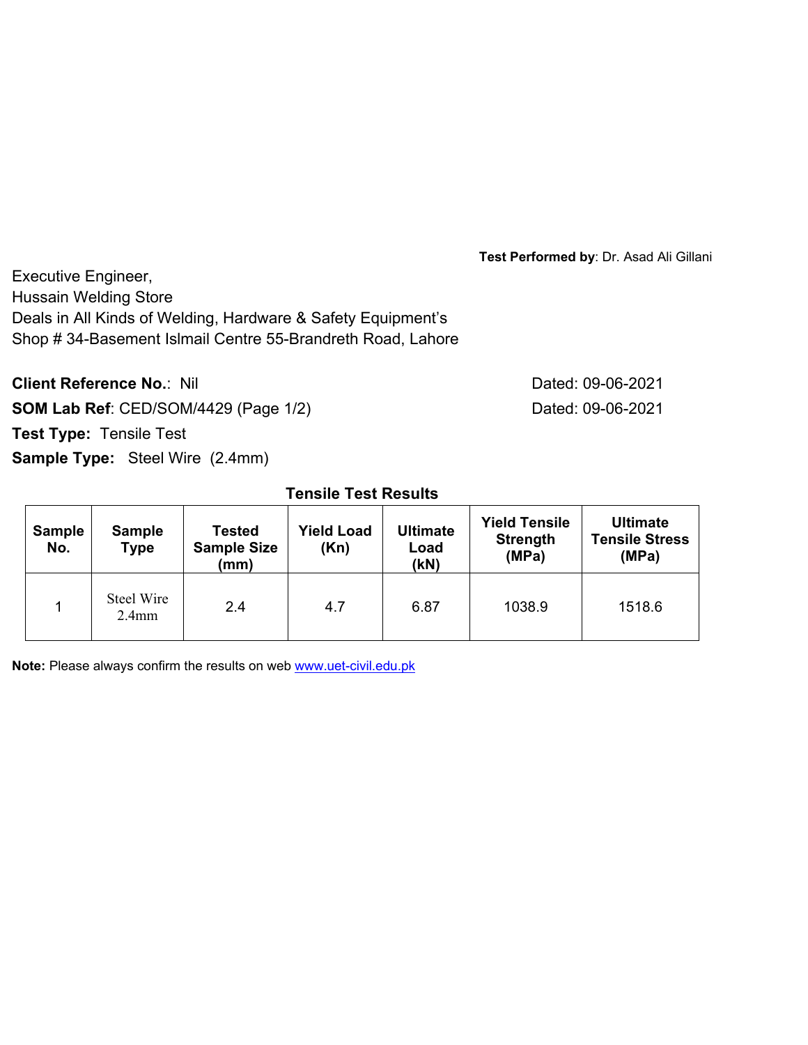**Test Performed by**: Dr. Asad Ali Gillani

Executive Engineer,
Hussain Welding Store
Deals in All Kinds of Welding, Hardware & Safety Equipment's
Shop # 34-Basement Islmail Centre 55-Brandreth Road, Lahore

**Client Reference No.**: Nil Dated: 09-06-2021

**SOM Lab Ref**: CED/SOM/4429 (Page 1/2) Dated: 09-06-2021

**Test Type:** Tensile Test

**Sample Type:** Steel Wire (2.4mm)

**Tensile Test Results**

| Sample No. | Sample Type | Tested Sample Size (mm) | Yield Load (Kn) | Ultimate Load (kN) | Yield Tensile Strength (MPa) | Ultimate Tensile Stress (MPa) |
|---|---|---|---|---|---|---|
| 1 | Steel Wire 2.4mm | 2.4 | 4.7 | 6.87 | 1038.9 | 1518.6 |

**Note:** Please always confirm the results on web www.uet-civil.edu.pk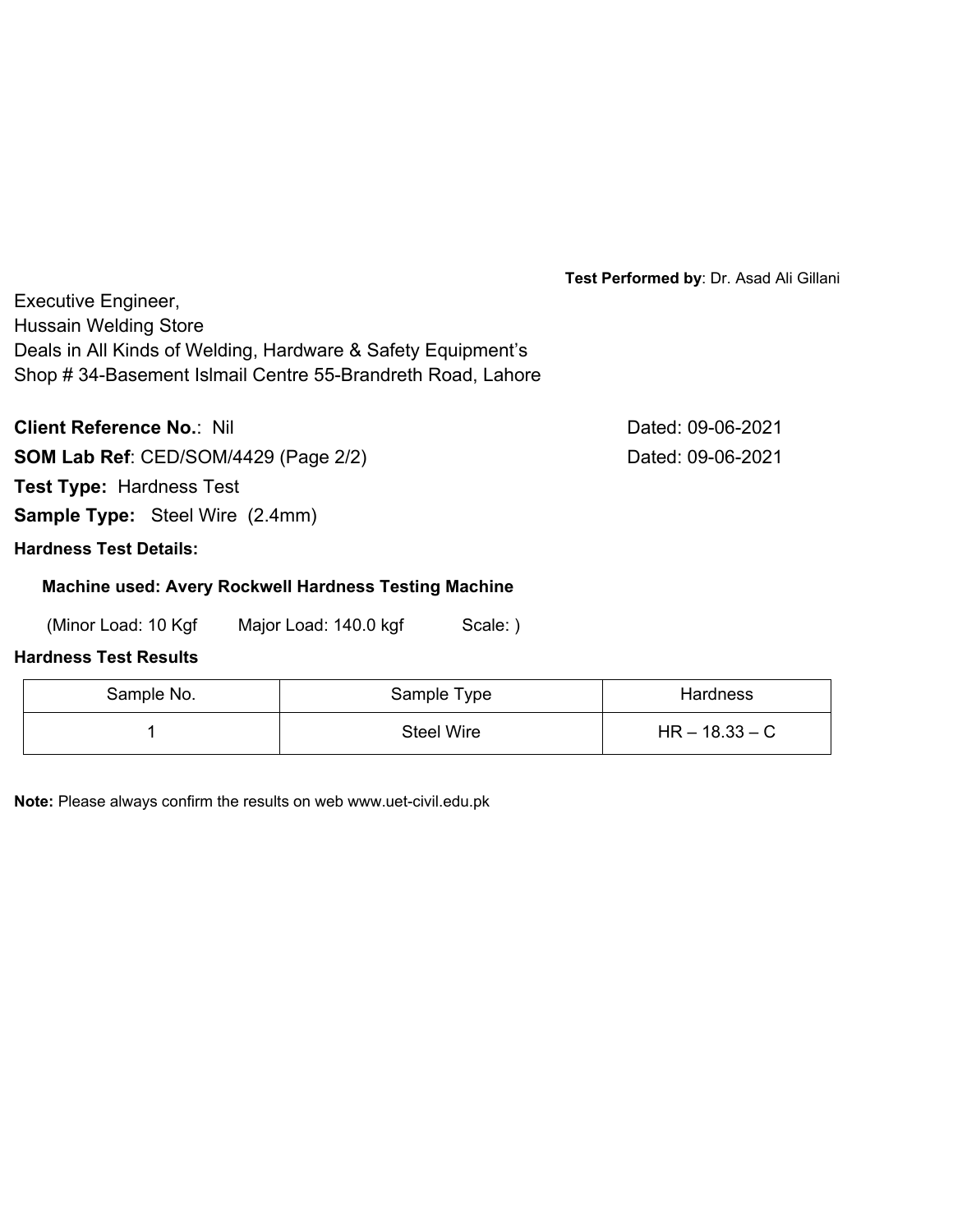**Test Performed by**: Dr. Asad Ali Gillani

Executive Engineer,
Hussain Welding Store
Deals in All Kinds of Welding, Hardware & Safety Equipment's
Shop # 34-Basement Islmail Centre 55-Brandreth Road, Lahore

**Client Reference No.**: Nil Dated: 09-06-2021

**SOM Lab Ref**: CED/SOM/4429 (Page 2/2) Dated: 09-06-2021

**Test Type:** Hardness Test

**Sample Type:** Steel Wire (2.4mm)

**Hardness Test Details:**

**Machine used: Avery Rockwell Hardness Testing Machine**

(Minor Load: 10 Kgf Major Load: 140.0 kgf Scale: )

**Hardness Test Results**

| Sample No. | Sample Type | Hardness |
| --- | --- | --- |
| 1 | Steel Wire | HR – 18.33 – C |

**Note:** Please always confirm the results on web www.uet-civil.edu.pk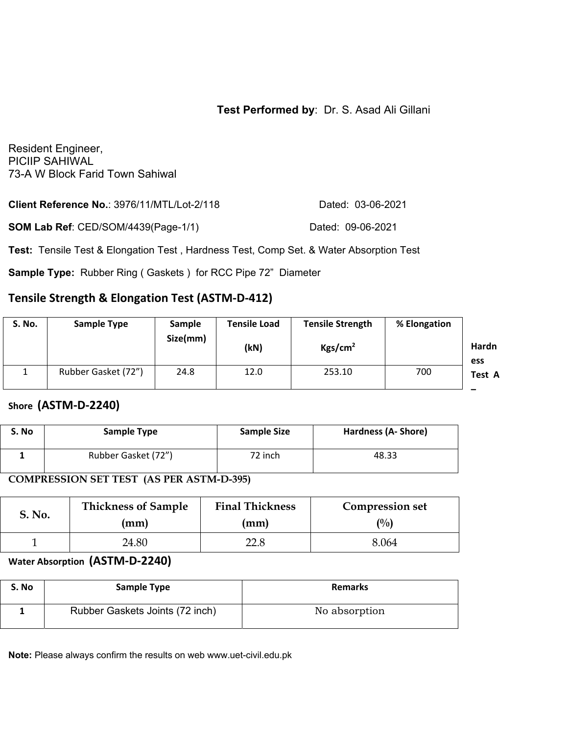**Test Performed by**: Dr. S. Asad Ali Gillani

Resident Engineer,
PICIIP SAHIWAL
73-A W Block Farid Town Sahiwal

**Client Reference No.**: 3976/11/MTL/Lot-2/118 Dated: 03-06-2021

**SOM Lab Ref**: CED/SOM/4439(Page-1/1) Dated: 09-06-2021

**Test:** Tensile Test & Elongation Test , Hardness Test, Comp Set. & Water Absorption Test

**Sample Type:** Rubber Ring ( Gaskets ) for RCC Pipe 72" Diameter

## Tensile Strength & Elongation Test (ASTM-D-412)

| S. No. | Sample Type | Sample Size(mm) | Tensile Load (kN) | Tensile Strength Kgs/cm$^2$ | % Elongation |
|---|---|---|---|---|---|
| 1 | Rubber Gasket (72") | 24.8 | 12.0 | 253.10 | 700 |

**Hardness Test A – Shore (ASTM-D-2240)**

| S. No | Sample Type | Sample Size | Hardness (A- Shore) |
|---|---|---|---|
| **1** | Rubber Gasket (72") | 72 inch | 48.33 |

**COMPRESSION SET TEST (AS PER ASTM-D-395)**

| S. No. | Thickness of Sample (mm) | Final Thickness (mm) | Compression set (%) |
|---|---|---|---|
| 1 | 24.80 | 22.8 | 8.064 |

**Water Absorption (ASTM-D-2240)**

| S. No | Sample Type | Remarks |
|---|---|---|
| **1** | Rubber Gaskets Joints (72 inch) | No absorption |

**Note:** Please always confirm the results on web www.uet-civil.edu.pk